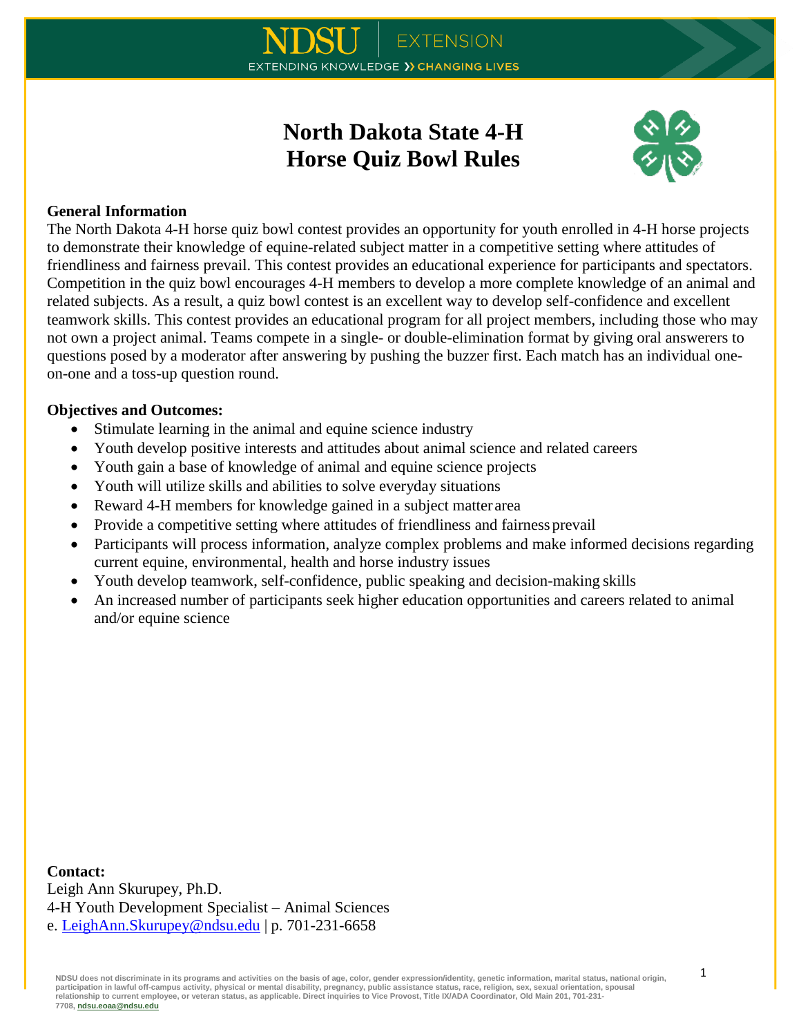# North Dakota State 4-H Horse Quiz Bowl Rules

**General Information**

The North Dakota 4-H horse quiz bowl contest provides an opportunity for youth enrolled in 4-H horse projects to demonstrate their knowledge of equine-related subject matter in a competitive setting where attitudes of friendliness and fairness prevail. This contest provides an educational experience for participants and spectators. Competition in the quiz bowl encourages 4-H members to develop a more complete knowledge of an animal and related subjects. As a result, a quiz bowl contest is an excellent way to develop self-confidence and excellent teamwork skills. This contest provides an educational program for all project members, including those who may not own a project animal. Teams compete in a single- or double-elimination format by giving oral answerers to questions posed by a moderator after answering by pushing the buzzer first. Each match has an individual one-on-one and a toss-up question round.

**Objectives and Outcomes:**

- Stimulate learning in the animal and equine science industry
- Youth develop positive interests and attitudes about animal science and related careers
- Youth gain a base of knowledge of animal and equine science projects
- Youth will utilize skills and abilities to solve everyday situations
- Reward 4-H members for knowledge gained in a subject matter area
- Provide a competitive setting where attitudes of friendliness and fairness prevail
- Participants will process information, analyze complex problems and make informed decisions regarding current equine, environmental, health and horse industry issues
- Youth develop teamwork, self-confidence, public speaking and decision-making skills
- An increased number of participants seek higher education opportunities and careers related to animal and/or equine science

**Contact:**

Leigh Ann Skurupey, Ph.D.
4-H Youth Development Specialist – Animal Sciences
e. LeighAnn.Skurupey@ndsu.edu | p. 701-231-6658

NDSU does not discriminate in its programs and activities on the basis of age, color, gender expression/identity, genetic information, marital status, national origin, participation in lawful off-campus activity, physical or mental disability, pregnancy, public assistance status, race, religion, sex, sexual orientation, spousal relationship to current employee, or veteran status, as applicable. Direct inquiries to Vice Provost, Title IX/ADA Coordinator, Old Main 201, 701-231-7708, ndsu.eoaa@ndsu.edu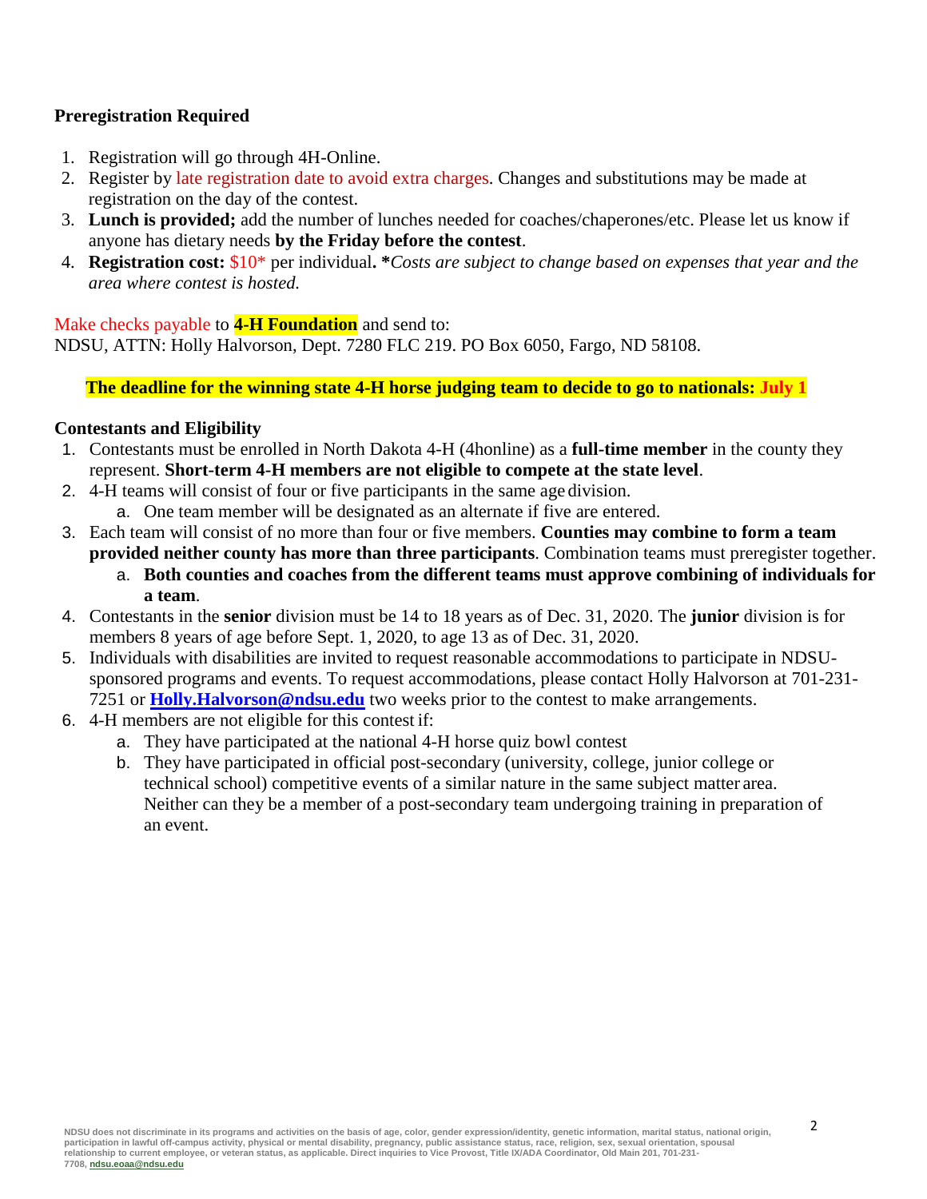**Preregistration Required**

1. Registration will go through 4H-Online.
2. Register by late registration date to avoid extra charges. Changes and substitutions may be made at registration on the day of the contest.
3. **Lunch is provided;** add the number of lunches needed for coaches/chaperones/etc. Please let us know if anyone has dietary needs **by the Friday before the contest**.
4. **Registration cost:** $10* per individual**.** ***Costs are subject to change based on expenses that year and the area where contest is hosted.*

Make checks payable to **4-H Foundation** and send to:
NDSU, ATTN: Holly Halvorson, Dept. 7280 FLC 219. PO Box 6050, Fargo, ND 58108.

**The deadline for the winning state 4-H horse judging team to decide to go to nationals: July 1**

**Contestants and Eligibility**

1. Contestants must be enrolled in North Dakota 4-H (4honline) as a **full-time member** in the county they represent. **Short-term 4-H members are not eligible to compete at the state level**.
2. 4-H teams will consist of four or five participants in the same age division.
   a. One team member will be designated as an alternate if five are entered.
3. Each team will consist of no more than four or five members. **Counties may combine to form a team provided neither county has more than three participants**. Combination teams must preregister together.
   a. **Both counties and coaches from the different teams must approve combining of individuals for a team**.
4. Contestants in the **senior** division must be 14 to 18 years as of Dec. 31, 2020. The **junior** division is for members 8 years of age before Sept. 1, 2020, to age 13 as of Dec. 31, 2020.
5. Individuals with disabilities are invited to request reasonable accommodations to participate in NDSU-sponsored programs and events. To request accommodations, please contact Holly Halvorson at 701-231-7251 or **Holly.Halvorson@ndsu.edu** two weeks prior to the contest to make arrangements.
6. 4-H members are not eligible for this contest if:
   a. They have participated at the national 4-H horse quiz bowl contest
   b. They have participated in official post-secondary (university, college, junior college or technical school) competitive events of a similar nature in the same subject matter area. Neither can they be a member of a post-secondary team undergoing training in preparation of an event.

**NDSU does not discriminate in its programs and activities on the basis of age, color, gender expression/identity, genetic information, marital status, national origin, participation in lawful off-campus activity, physical or mental disability, pregnancy, public assistance status, race, religion, sex, sexual orientation, spousal relationship to current employee, or veteran status, as applicable. Direct inquiries to Vice Provost, Title IX/ADA Coordinator, Old Main 201, 701-231-7708, ndsu.eoaa@ndsu.edu**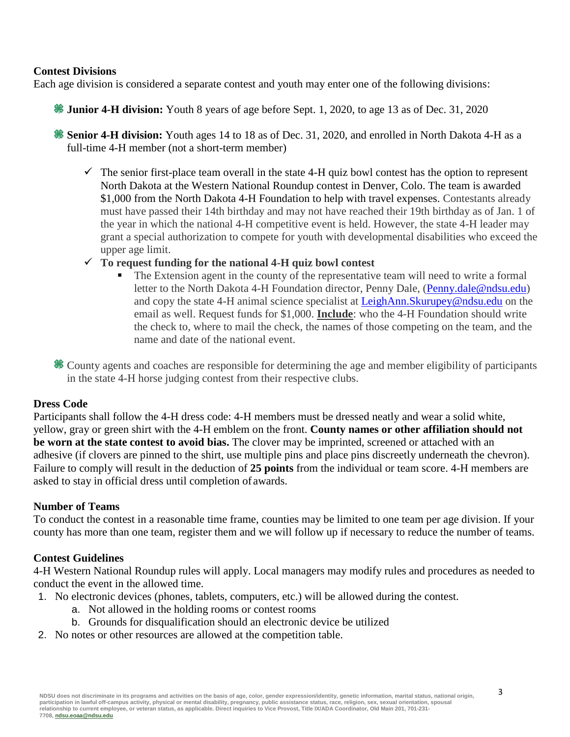**Contest Divisions**

Each age division is considered a separate contest and youth may enter one of the following divisions:

- **Junior 4-H division:** Youth 8 years of age before Sept. 1, 2020, to age 13 as of Dec. 31, 2020
- **Senior 4-H division:** Youth ages 14 to 18 as of Dec. 31, 2020, and enrolled in North Dakota 4-H as a full-time 4-H member (not a short-term member)
  - ✓ The senior first-place team overall in the state 4-H quiz bowl contest has the option to represent North Dakota at the Western National Roundup contest in Denver, Colo. The team is awarded $1,000 from the North Dakota 4-H Foundation to help with travel expenses. Contestants already must have passed their 14th birthday and may not have reached their 19th birthday as of Jan. 1 of the year in which the national 4-H competitive event is held. However, the state 4-H leader may grant a special authorization to compete for youth with developmental disabilities who exceed the upper age limit.
  - ✓ **To request funding for the national 4-H quiz bowl contest**
    - The Extension agent in the county of the representative team will need to write a formal letter to the North Dakota 4-H Foundation director, Penny Dale, (Penny.dale@ndsu.edu) and copy the state 4-H animal science specialist at LeighAnn.Skurupey@ndsu.edu on the email as well. Request funds for $1,000. **Include**: who the 4-H Foundation should write the check to, where to mail the check, the names of those competing on the team, and the name and date of the national event.
- County agents and coaches are responsible for determining the age and member eligibility of participants in the state 4-H horse judging contest from their respective clubs.

**Dress Code**

Participants shall follow the 4-H dress code: 4-H members must be dressed neatly and wear a solid white, yellow, gray or green shirt with the 4-H emblem on the front. **County names or other affiliation should not be worn at the state contest to avoid bias.** The clover may be imprinted, screened or attached with an adhesive (if clovers are pinned to the shirt, use multiple pins and place pins discreetly underneath the chevron). Failure to comply will result in the deduction of **25 points** from the individual or team score. 4-H members are asked to stay in official dress until completion of awards.

**Number of Teams**

To conduct the contest in a reasonable time frame, counties may be limited to one team per age division. If your county has more than one team, register them and we will follow up if necessary to reduce the number of teams.

**Contest Guidelines**

4-H Western National Roundup rules will apply. Local managers may modify rules and procedures as needed to conduct the event in the allowed time.

1. No electronic devices (phones, tablets, computers, etc.) will be allowed during the contest.
   a. Not allowed in the holding rooms or contest rooms
   b. Grounds for disqualification should an electronic device be utilized
2. No notes or other resources are allowed at the competition table.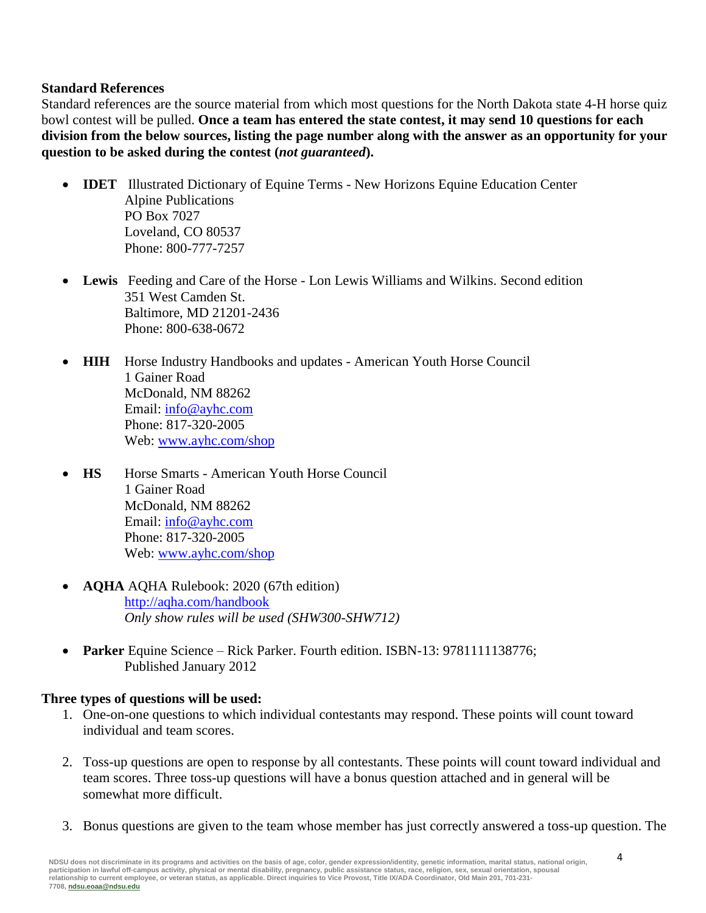### Standard References

Standard references are the source material from which most questions for the North Dakota state 4-H horse quiz bowl contest will be pulled. **Once a team has entered the state contest, it may send 10 questions for each division from the below sources, listing the page number along with the answer as an opportunity for your question to be asked during the contest (*not guaranteed*).**

- **IDET** Illustrated Dictionary of Equine Terms - New Horizons Equine Education Center
  Alpine Publications
  PO Box 7027
  Loveland, CO 80537
  Phone: 800-777-7257

- **Lewis** Feeding and Care of the Horse - Lon Lewis Williams and Wilkins. Second edition
  351 West Camden St.
  Baltimore, MD 21201-2436
  Phone: 800-638-0672

- **HIH** Horse Industry Handbooks and updates - American Youth Horse Council
  1 Gainer Road
  McDonald, NM 88262
  Email: info@ayhc.com
  Phone: 817-320-2005
  Web: www.ayhc.com/shop

- **HS** Horse Smarts - American Youth Horse Council
  1 Gainer Road
  McDonald, NM 88262
  Email: info@ayhc.com
  Phone: 817-320-2005
  Web: www.ayhc.com/shop

- **AQHA** AQHA Rulebook: 2020 (67th edition)
  http://aqha.com/handbook
  *Only show rules will be used (SHW300-SHW712)*

- **Parker** Equine Science – Rick Parker. Fourth edition. ISBN-13: 9781111138776;
  Published January 2012

### Three types of questions will be used:

1. One-on-one questions to which individual contestants may respond. These points will count toward individual and team scores.

2. Toss-up questions are open to response by all contestants. These points will count toward individual and team scores. Three toss-up questions will have a bonus question attached and in general will be somewhat more difficult.

3. Bonus questions are given to the team whose member has just correctly answered a toss-up question. The

NDSU does not discriminate in its programs and activities on the basis of age, color, gender expression/identity, genetic information, marital status, national origin, participation in lawful off-campus activity, physical or mental disability, pregnancy, public assistance status, race, religion, sex, sexual orientation, spousal relationship to current employee, or veteran status, as applicable. Direct inquiries to Vice Provost, Title IX/ADA Coordinator, Old Main 201, 701-231-7708, ndsu.eoaa@ndsu.edu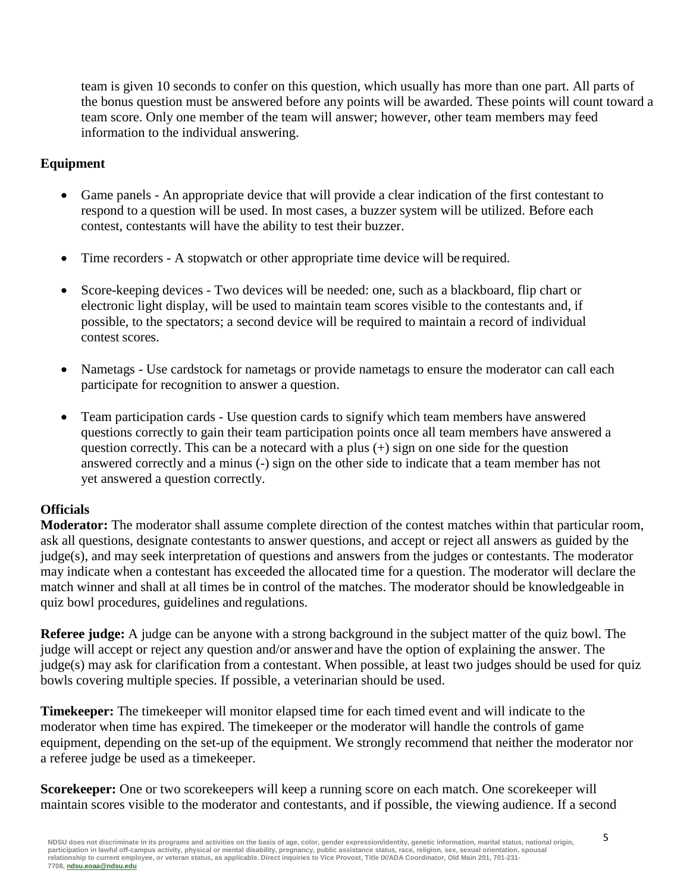team is given 10 seconds to confer on this question, which usually has more than one part. All parts of the bonus question must be answered before any points will be awarded. These points will count toward a team score. Only one member of the team will answer; however, other team members may feed information to the individual answering.

**Equipment**

- Game panels - An appropriate device that will provide a clear indication of the first contestant to respond to a question will be used. In most cases, a buzzer system will be utilized. Before each contest, contestants will have the ability to test their buzzer.

- Time recorders - A stopwatch or other appropriate time device will be required.

- Score-keeping devices - Two devices will be needed: one, such as a blackboard, flip chart or electronic light display, will be used to maintain team scores visible to the contestants and, if possible, to the spectators; a second device will be required to maintain a record of individual contest scores.

- Nametags - Use cardstock for nametags or provide nametags to ensure the moderator can call each participate for recognition to answer a question.

- Team participation cards - Use question cards to signify which team members have answered questions correctly to gain their team participation points once all team members have answered a question correctly. This can be a notecard with a plus (+) sign on one side for the question answered correctly and a minus (-) sign on the other side to indicate that a team member has not yet answered a question correctly.

**Officials**

**Moderator:** The moderator shall assume complete direction of the contest matches within that particular room, ask all questions, designate contestants to answer questions, and accept or reject all answers as guided by the judge(s), and may seek interpretation of questions and answers from the judges or contestants. The moderator may indicate when a contestant has exceeded the allocated time for a question. The moderator will declare the match winner and shall at all times be in control of the matches. The moderator should be knowledgeable in quiz bowl procedures, guidelines and regulations.

**Referee judge:** A judge can be anyone with a strong background in the subject matter of the quiz bowl. The judge will accept or reject any question and/or answer and have the option of explaining the answer. The judge(s) may ask for clarification from a contestant. When possible, at least two judges should be used for quiz bowls covering multiple species. If possible, a veterinarian should be used.

**Timekeeper:** The timekeeper will monitor elapsed time for each timed event and will indicate to the moderator when time has expired. The timekeeper or the moderator will handle the controls of game equipment, depending on the set-up of the equipment. We strongly recommend that neither the moderator nor a referee judge be used as a timekeeper.

**Scorekeeper:** One or two scorekeepers will keep a running score on each match. One scorekeeper will maintain scores visible to the moderator and contestants, and if possible, the viewing audience. If a second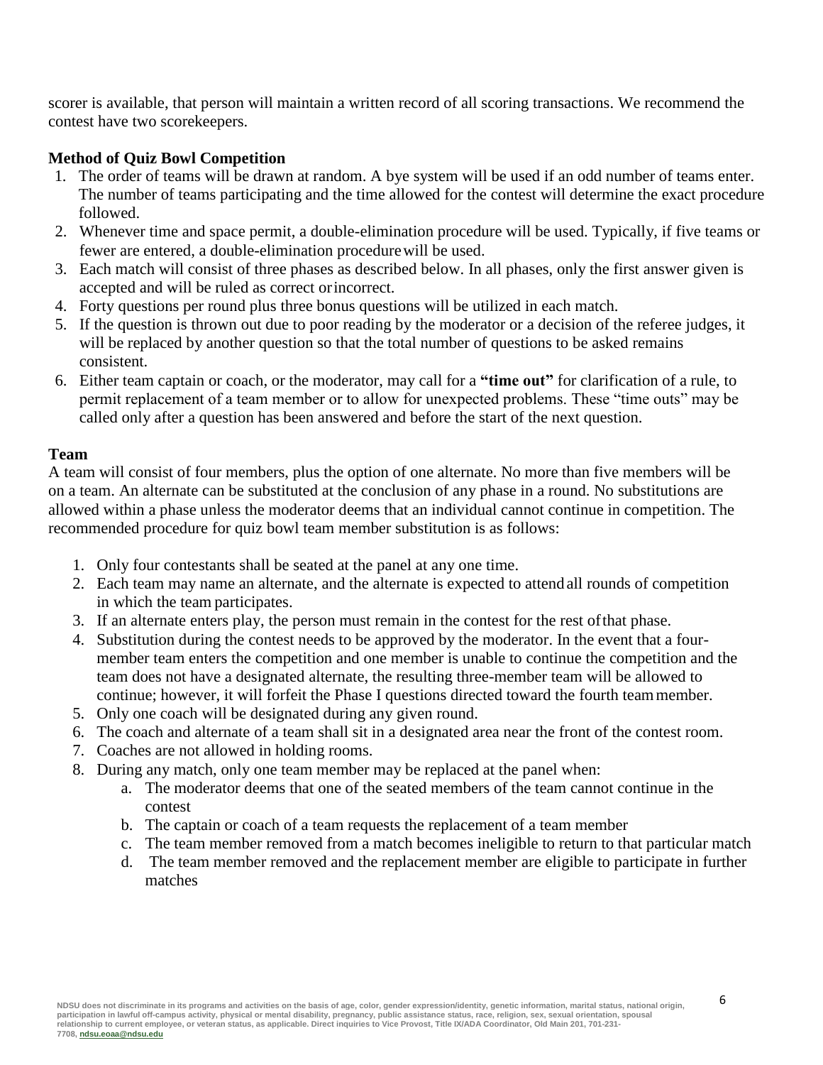scorer is available, that person will maintain a written record of all scoring transactions. We recommend the contest have two scorekeepers.

**Method of Quiz Bowl Competition**

1. The order of teams will be drawn at random. A bye system will be used if an odd number of teams enter. The number of teams participating and the time allowed for the contest will determine the exact procedure followed.
2. Whenever time and space permit, a double-elimination procedure will be used. Typically, if five teams or fewer are entered, a double-elimination procedure will be used.
3. Each match will consist of three phases as described below. In all phases, only the first answer given is accepted and will be ruled as correct or incorrect.
4. Forty questions per round plus three bonus questions will be utilized in each match.
5. If the question is thrown out due to poor reading by the moderator or a decision of the referee judges, it will be replaced by another question so that the total number of questions to be asked remains consistent.
6. Either team captain or coach, or the moderator, may call for a **"time out"** for clarification of a rule, to permit replacement of a team member or to allow for unexpected problems. These "time outs" may be called only after a question has been answered and before the start of the next question.

**Team**

A team will consist of four members, plus the option of one alternate. No more than five members will be on a team. An alternate can be substituted at the conclusion of any phase in a round. No substitutions are allowed within a phase unless the moderator deems that an individual cannot continue in competition. The recommended procedure for quiz bowl team member substitution is as follows:

1. Only four contestants shall be seated at the panel at any one time.
2. Each team may name an alternate, and the alternate is expected to attend all rounds of competition in which the team participates.
3. If an alternate enters play, the person must remain in the contest for the rest of that phase.
4. Substitution during the contest needs to be approved by the moderator. In the event that a four-member team enters the competition and one member is unable to continue the competition and the team does not have a designated alternate, the resulting three-member team will be allowed to continue; however, it will forfeit the Phase I questions directed toward the fourth team member.
5. Only one coach will be designated during any given round.
6. The coach and alternate of a team shall sit in a designated area near the front of the contest room.
7. Coaches are not allowed in holding rooms.
8. During any match, only one team member may be replaced at the panel when:
   a. The moderator deems that one of the seated members of the team cannot continue in the contest
   b. The captain or coach of a team requests the replacement of a team member
   c. The team member removed from a match becomes ineligible to return to that particular match
   d. The team member removed and the replacement member are eligible to participate in further matches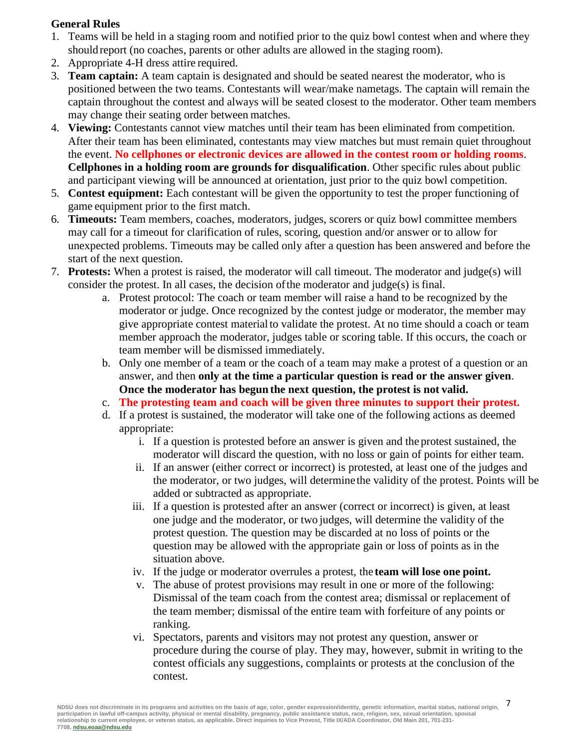**General Rules**

1. Teams will be held in a staging room and notified prior to the quiz bowl contest when and where they should report (no coaches, parents or other adults are allowed in the staging room).
2. Appropriate 4-H dress attire required.
3. **Team captain:** A team captain is designated and should be seated nearest the moderator, who is positioned between the two teams. Contestants will wear/make nametags. The captain will remain the captain throughout the contest and always will be seated closest to the moderator. Other team members may change their seating order between matches.
4. **Viewing:** Contestants cannot view matches until their team has been eliminated from competition. After their team has been eliminated, contestants may view matches but must remain quiet throughout the event. **No cellphones or electronic devices are allowed in the contest room or holding rooms**. **Cellphones in a holding room are grounds for disqualification**. Other specific rules about public and participant viewing will be announced at orientation, just prior to the quiz bowl competition.
5. **Contest equipment:** Each contestant will be given the opportunity to test the proper functioning of game equipment prior to the first match.
6. **Timeouts:** Team members, coaches, moderators, judges, scorers or quiz bowl committee members may call for a timeout for clarification of rules, scoring, question and/or answer or to allow for unexpected problems. Timeouts may be called only after a question has been answered and before the start of the next question.
7. **Protests:** When a protest is raised, the moderator will call timeout. The moderator and judge(s) will consider the protest. In all cases, the decision of the moderator and judge(s) is final.
   a. Protest protocol: The coach or team member will raise a hand to be recognized by the moderator or judge. Once recognized by the contest judge or moderator, the member may give appropriate contest material to validate the protest. At no time should a coach or team member approach the moderator, judges table or scoring table. If this occurs, the coach or team member will be dismissed immediately.
   b. Only one member of a team or the coach of a team may make a protest of a question or an answer, and then **only at the time a particular question is read or the answer given**. **Once the moderator has begun the next question, the protest is not valid.**
   c. **The protesting team and coach will be given three minutes to support their protest.**
   d. If a protest is sustained, the moderator will take one of the following actions as deemed appropriate:
      i. If a question is protested before an answer is given and the protest sustained, the moderator will discard the question, with no loss or gain of points for either team.
      ii. If an answer (either correct or incorrect) is protested, at least one of the judges and the moderator, or two judges, will determine the validity of the protest. Points will be added or subtracted as appropriate.
      iii. If a question is protested after an answer (correct or incorrect) is given, at least one judge and the moderator, or two judges, will determine the validity of the protest question. The question may be discarded at no loss of points or the question may be allowed with the appropriate gain or loss of points as in the situation above.
      iv. If the judge or moderator overrules a protest, the **team will lose one point.**
      v. The abuse of protest provisions may result in one or more of the following: Dismissal of the team coach from the contest area; dismissal or replacement of the team member; dismissal of the entire team with forfeiture of any points or ranking.
      vi. Spectators, parents and visitors may not protest any question, answer or procedure during the course of play. They may, however, submit in writing to the contest officials any suggestions, complaints or protests at the conclusion of the contest.

NDSU does not discriminate in its programs and activities on the basis of age, color, gender expression/identity, genetic information, marital status, national origin, participation in lawful off-campus activity, physical or mental disability, pregnancy, public assistance status, race, religion, sex, sexual orientation, spousal relationship to current employee, or veteran status, as applicable. Direct inquiries to Vice Provost, Title IX/ADA Coordinator, Old Main 201, 701-231-7708, ndsu.eoaa@ndsu.edu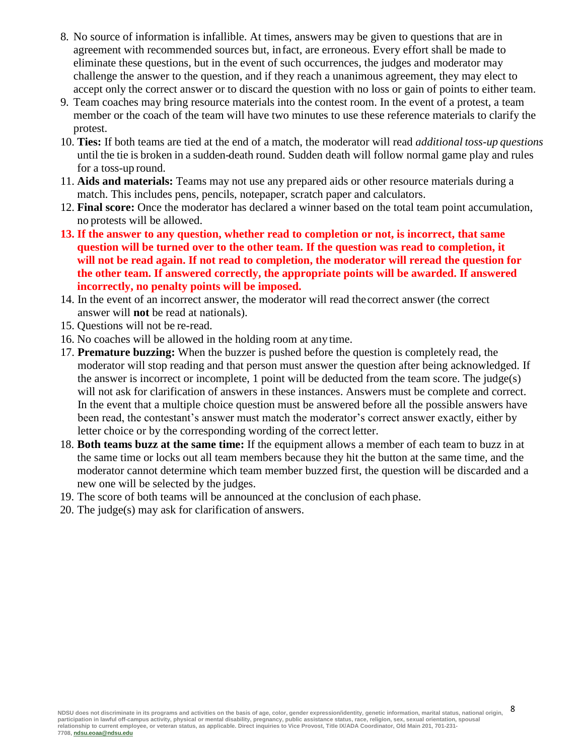8. No source of information is infallible. At times, answers may be given to questions that are in agreement with recommended sources but, in fact, are erroneous. Every effort shall be made to eliminate these questions, but in the event of such occurrences, the judges and moderator may challenge the answer to the question, and if they reach a unanimous agreement, they may elect to accept only the correct answer or to discard the question with no loss or gain of points to either team.
9. Team coaches may bring resource materials into the contest room. In the event of a protest, a team member or the coach of the team will have two minutes to use these reference materials to clarify the protest.
10. **Ties:** If both teams are tied at the end of a match, the moderator will read *additional toss-up questions* until the tie is broken in a sudden-death round. Sudden death will follow normal game play and rules for a toss-up round.
11. **Aids and materials:** Teams may not use any prepared aids or other resource materials during a match. This includes pens, pencils, notepaper, scratch paper and calculators.
12. **Final score:** Once the moderator has declared a winner based on the total team point accumulation, no protests will be allowed.
13. **If the answer to any question, whether read to completion or not, is incorrect, that same question will be turned over to the other team. If the question was read to completion, it will not be read again. If not read to completion, the moderator will reread the question for the other team. If answered correctly, the appropriate points will be awarded. If answered incorrectly, no penalty points will be imposed.**
14. In the event of an incorrect answer, the moderator will read the correct answer (the correct answer will **not** be read at nationals).
15. Questions will not be re-read.
16. No coaches will be allowed in the holding room at any time.
17. **Premature buzzing:** When the buzzer is pushed before the question is completely read, the moderator will stop reading and that person must answer the question after being acknowledged. If the answer is incorrect or incomplete, 1 point will be deducted from the team score. The judge(s) will not ask for clarification of answers in these instances. Answers must be complete and correct. In the event that a multiple choice question must be answered before all the possible answers have been read, the contestant's answer must match the moderator's correct answer exactly, either by letter choice or by the corresponding wording of the correct letter.
18. **Both teams buzz at the same time:** If the equipment allows a member of each team to buzz in at the same time or locks out all team members because they hit the button at the same time, and the moderator cannot determine which team member buzzed first, the question will be discarded and a new one will be selected by the judges.
19. The score of both teams will be announced at the conclusion of each phase.
20. The judge(s) may ask for clarification of answers.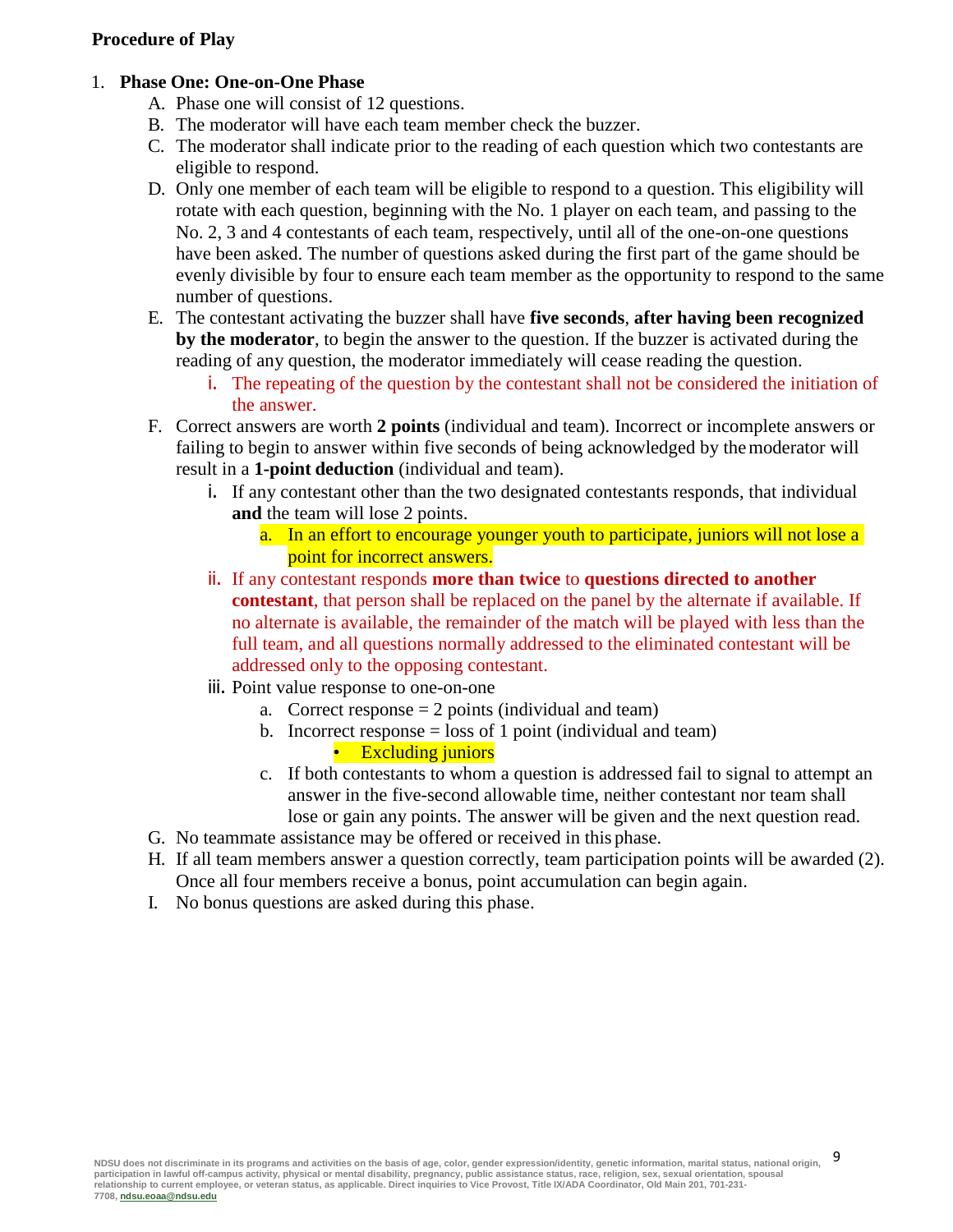**Procedure of Play**

1. **Phase One: One-on-One Phase**
   - A. Phase one will consist of 12 questions.
   - B. The moderator will have each team member check the buzzer.
   - C. The moderator shall indicate prior to the reading of each question which two contestants are eligible to respond.
   - D. Only one member of each team will be eligible to respond to a question. This eligibility will rotate with each question, beginning with the No. 1 player on each team, and passing to the No. 2, 3 and 4 contestants of each team, respectively, until all of the one-on-one questions have been asked. The number of questions asked during the first part of the game should be evenly divisible by four to ensure each team member as the opportunity to respond to the same number of questions.
   - E. The contestant activating the buzzer shall have **five seconds**, **after having been recognized by the moderator**, to begin the answer to the question. If the buzzer is activated during the reading of any question, the moderator immediately will cease reading the question.
     - i. The repeating of the question by the contestant shall not be considered the initiation of the answer.
   - F. Correct answers are worth **2 points** (individual and team). Incorrect or incomplete answers or failing to begin to answer within five seconds of being acknowledged by the moderator will result in a **1-point deduction** (individual and team).
     - i. If any contestant other than the two designated contestants responds, that individual **and** the team will lose 2 points.
       - a. In an effort to encourage younger youth to participate, juniors will not lose a point for incorrect answers.
     - ii. If any contestant responds **more than twice** to **questions directed to another contestant**, that person shall be replaced on the panel by the alternate if available. If no alternate is available, the remainder of the match will be played with less than the full team, and all questions normally addressed to the eliminated contestant will be addressed only to the opposing contestant.
     - iii. Point value response to one-on-one
       - a. Correct response = 2 points (individual and team)
       - b. Incorrect response = loss of 1 point (individual and team)
         - Excluding juniors
       - c. If both contestants to whom a question is addressed fail to signal to attempt an answer in the five-second allowable time, neither contestant nor team shall lose or gain any points. The answer will be given and the next question read.
   - G. No teammate assistance may be offered or received in this phase.
   - H. If all team members answer a question correctly, team participation points will be awarded (2). Once all four members receive a bonus, point accumulation can begin again.
   - I. No bonus questions are asked during this phase.

NDSU does not discriminate in its programs and activities on the basis of age, color, gender expression/identity, genetic information, marital status, national origin, participation in lawful off-campus activity, physical or mental disability, pregnancy, public assistance status, race, religion, sex, sexual orientation, spousal relationship to current employee, or veteran status, as applicable. Direct inquiries to Vice Provost, Title IX/ADA Coordinator, Old Main 201, 701-231-7708, ndsu.eoaa@ndsu.edu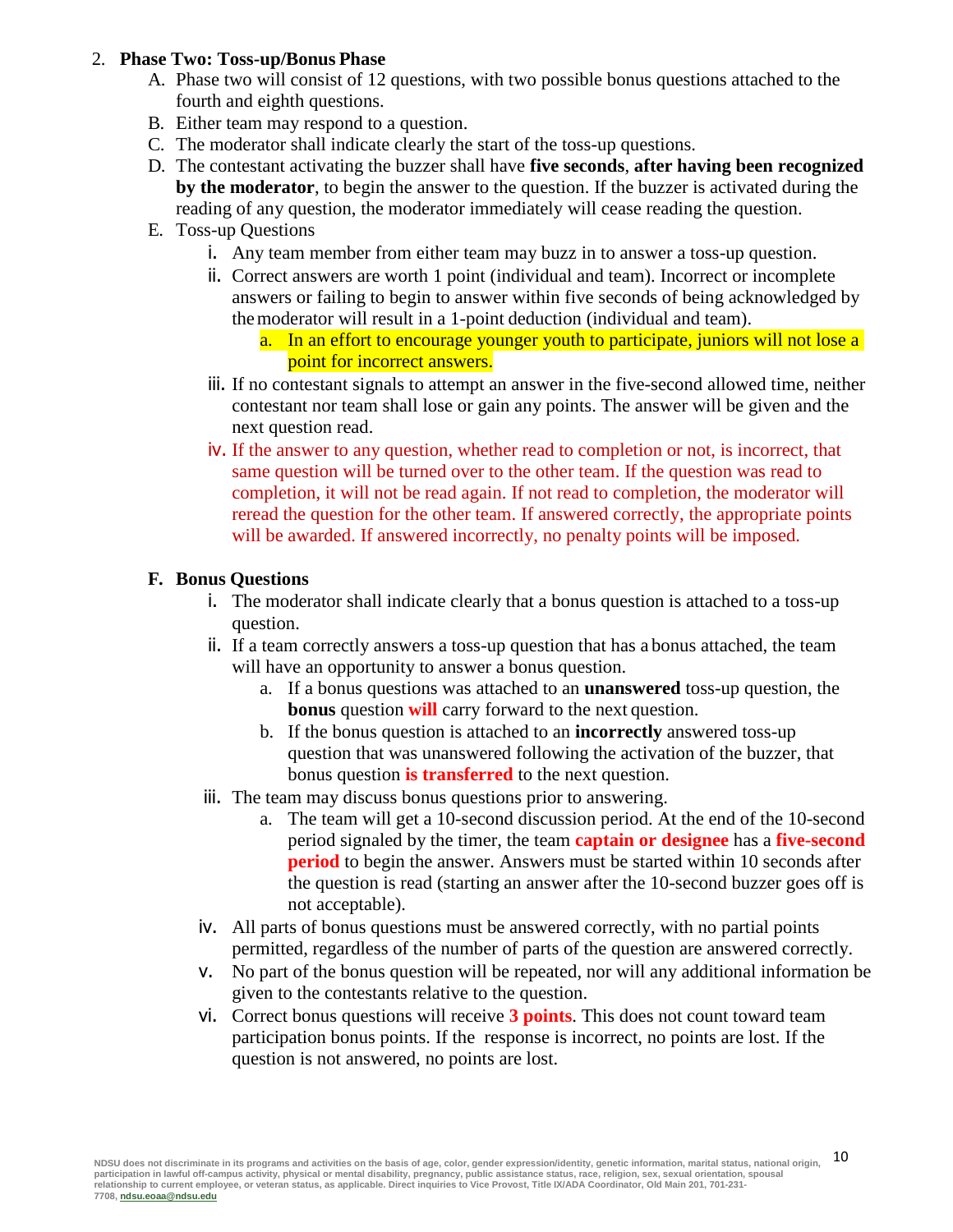2. **Phase Two: Toss-up/Bonus Phase**
   A. Phase two will consist of 12 questions, with two possible bonus questions attached to the fourth and eighth questions.
   B. Either team may respond to a question.
   C. The moderator shall indicate clearly the start of the toss-up questions.
   D. The contestant activating the buzzer shall have **five seconds**, **after having been recognized by the moderator**, to begin the answer to the question. If the buzzer is activated during the reading of any question, the moderator immediately will cease reading the question.
   E. Toss-up Questions
      i. Any team member from either team may buzz in to answer a toss-up question.
      ii. Correct answers are worth 1 point (individual and team). Incorrect or incomplete answers or failing to begin to answer within five seconds of being acknowledged by the moderator will result in a 1-point deduction (individual and team).
         a. In an effort to encourage younger youth to participate, juniors will not lose a point for incorrect answers.
      iii. If no contestant signals to attempt an answer in the five-second allowed time, neither contestant nor team shall lose or gain any points. The answer will be given and the next question read.
      iv. If the answer to any question, whether read to completion or not, is incorrect, that same question will be turned over to the other team. If the question was read to completion, it will not be read again. If not read to completion, the moderator will reread the question for the other team. If answered correctly, the appropriate points will be awarded. If answered incorrectly, no penalty points will be imposed.

   **F. Bonus Questions**
      i. The moderator shall indicate clearly that a bonus question is attached to a toss-up question.
      ii. If a team correctly answers a toss-up question that has a bonus attached, the team will have an opportunity to answer a bonus question.
         a. If a bonus questions was attached to an **unanswered** toss-up question, the **bonus** question **will** carry forward to the next question.
         b. If the bonus question is attached to an **incorrectly** answered toss-up question that was unanswered following the activation of the buzzer, that bonus question **is transferred** to the next question.
      iii. The team may discuss bonus questions prior to answering.
         a. The team will get a 10-second discussion period. At the end of the 10-second period signaled by the timer, the team **captain or designee** has a **five-second period** to begin the answer. Answers must be started within 10 seconds after the question is read (starting an answer after the 10-second buzzer goes off is not acceptable).
      iv. All parts of bonus questions must be answered correctly, with no partial points permitted, regardless of the number of parts of the question are answered correctly.
      v. No part of the bonus question will be repeated, nor will any additional information be given to the contestants relative to the question.
      vi. Correct bonus questions will receive **3 points**. This does not count toward team participation bonus points. If the response is incorrect, no points are lost. If the question is not answered, no points are lost.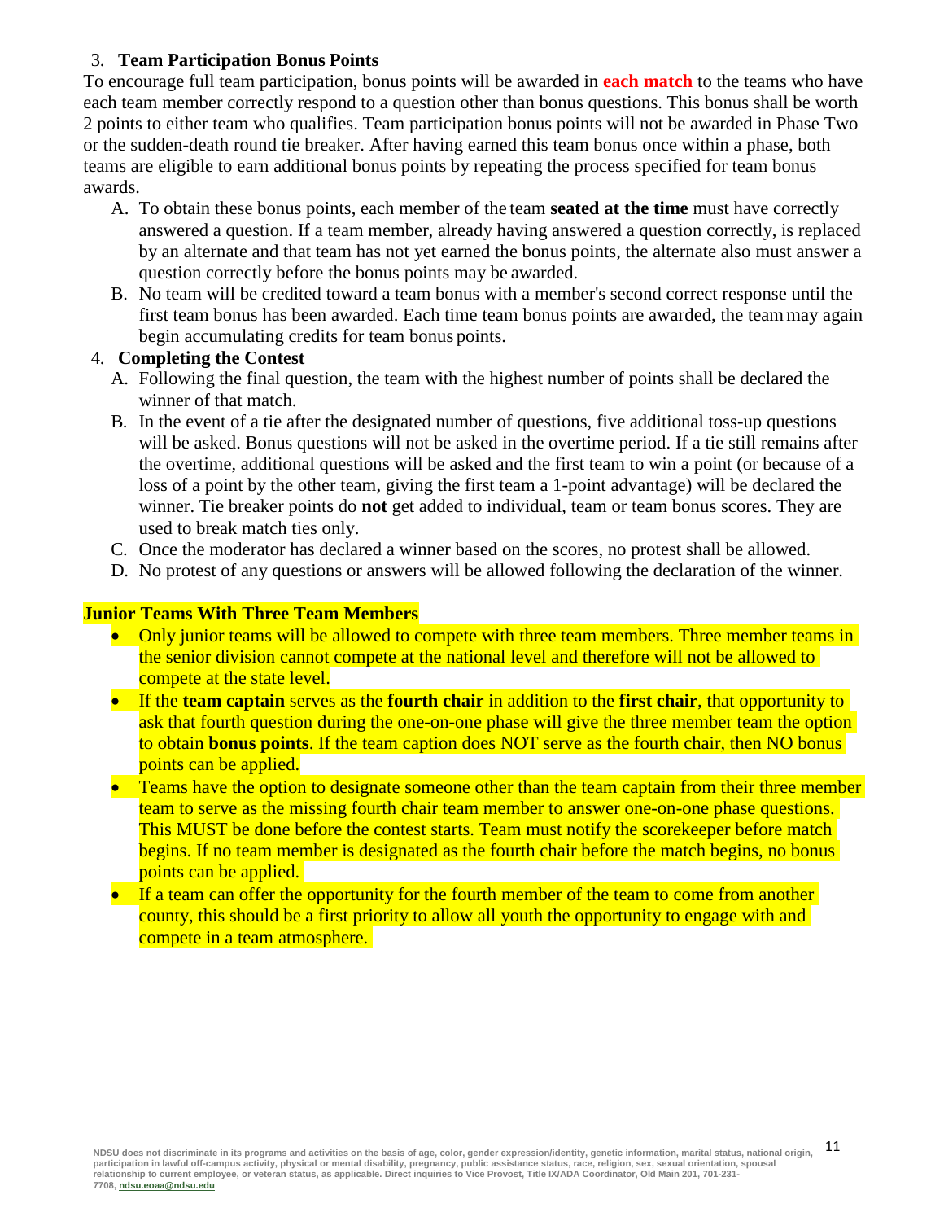3. **Team Participation Bonus Points**

To encourage full team participation, bonus points will be awarded in **each match** to the teams who have each team member correctly respond to a question other than bonus questions. This bonus shall be worth 2 points to either team who qualifies. Team participation bonus points will not be awarded in Phase Two or the sudden-death round tie breaker. After having earned this team bonus once within a phase, both teams are eligible to earn additional bonus points by repeating the process specified for team bonus awards.

A. To obtain these bonus points, each member of the team **seated at the time** must have correctly answered a question. If a team member, already having answered a question correctly, is replaced by an alternate and that team has not yet earned the bonus points, the alternate also must answer a question correctly before the bonus points may be awarded.

B. No team will be credited toward a team bonus with a member's second correct response until the first team bonus has been awarded. Each time team bonus points are awarded, the team may again begin accumulating credits for team bonus points.

4. **Completing the Contest**

A. Following the final question, the team with the highest number of points shall be declared the winner of that match.

B. In the event of a tie after the designated number of questions, five additional toss-up questions will be asked. Bonus questions will not be asked in the overtime period. If a tie still remains after the overtime, additional questions will be asked and the first team to win a point (or because of a loss of a point by the other team, giving the first team a 1-point advantage) will be declared the winner. Tie breaker points do **not** get added to individual, team or team bonus scores. They are used to break match ties only.

C. Once the moderator has declared a winner based on the scores, no protest shall be allowed.

D. No protest of any questions or answers will be allowed following the declaration of the winner.

**Junior Teams With Three Team Members**

- Only junior teams will be allowed to compete with three team members. Three member teams in the senior division cannot compete at the national level and therefore will not be allowed to compete at the state level.
- If the **team captain** serves as the **fourth chair** in addition to the **first chair**, that opportunity to ask that fourth question during the one-on-one phase will give the three member team the option to obtain **bonus points**. If the team caption does NOT serve as the fourth chair, then NO bonus points can be applied.
- Teams have the option to designate someone other than the team captain from their three member team to serve as the missing fourth chair team member to answer one-on-one phase questions. This MUST be done before the contest starts. Team must notify the scorekeeper before match begins. If no team member is designated as the fourth chair before the match begins, no bonus points can be applied.
- If a team can offer the opportunity for the fourth member of the team to come from another county, this should be a first priority to allow all youth the opportunity to engage with and compete in a team atmosphere.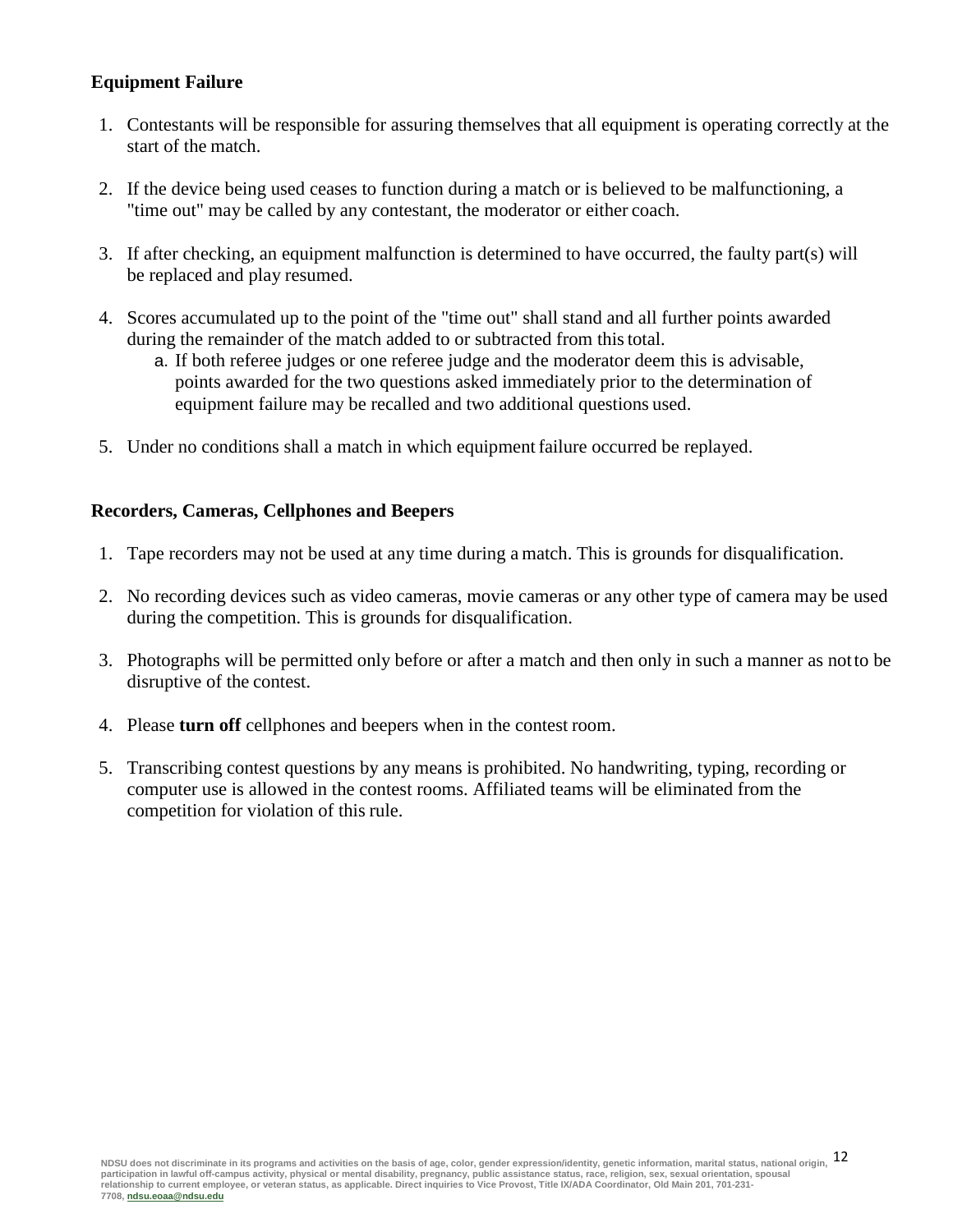### Equipment Failure

1. Contestants will be responsible for assuring themselves that all equipment is operating correctly at the start of the match.

2. If the device being used ceases to function during a match or is believed to be malfunctioning, a "time out" may be called by any contestant, the moderator or either coach.

3. If after checking, an equipment malfunction is determined to have occurred, the faulty part(s) will be replaced and play resumed.

4. Scores accumulated up to the point of the "time out" shall stand and all further points awarded during the remainder of the match added to or subtracted from this total.
   a. If both referee judges or one referee judge and the moderator deem this is advisable, points awarded for the two questions asked immediately prior to the determination of equipment failure may be recalled and two additional questions used.

5. Under no conditions shall a match in which equipment failure occurred be replayed.

### Recorders, Cameras, Cellphones and Beepers

1. Tape recorders may not be used at any time during a match. This is grounds for disqualification.

2. No recording devices such as video cameras, movie cameras or any other type of camera may be used during the competition. This is grounds for disqualification.

3. Photographs will be permitted only before or after a match and then only in such a manner as not to be disruptive of the contest.

4. Please **turn off** cellphones and beepers when in the contest room.

5. Transcribing contest questions by any means is prohibited. No handwriting, typing, recording or computer use is allowed in the contest rooms. Affiliated teams will be eliminated from the competition for violation of this rule.

NDSU does not discriminate in its programs and activities on the basis of age, color, gender expression/identity, genetic information, marital status, national origin, participation in lawful off-campus activity, physical or mental disability, pregnancy, public assistance status, race, religion, sex, sexual orientation, spousal relationship to current employee, or veteran status, as applicable. Direct inquiries to Vice Provost, Title IX/ADA Coordinator, Old Main 201, 701-231-7708, ndsu.eoaa@ndsu.edu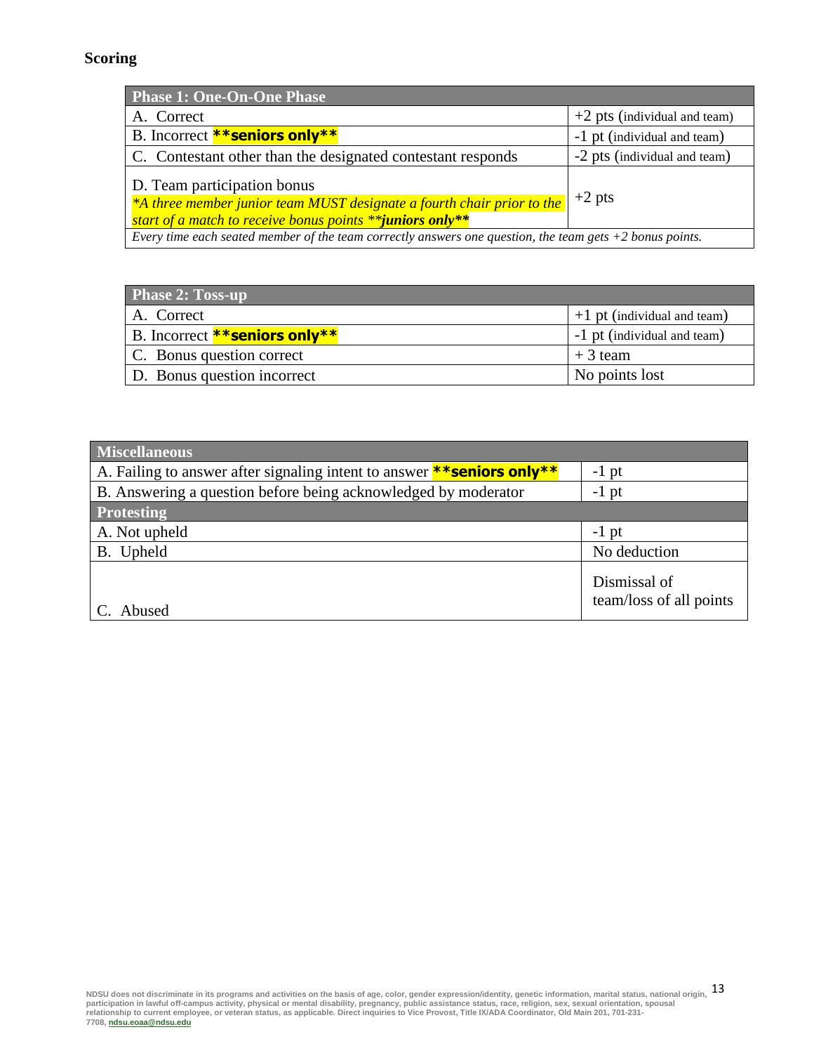## Scoring

| Phase 1: One-On-One Phase | |
|---|---|
| A. Correct | +2 pts (individual and team) |
| B. Incorrect **\*\*seniors only\*\*** | -1 pt (individual and team) |
| C. Contestant other than the designated contestant responds | -2 pts (individual and team) |
| D. Team participation bonus<br>*\*A three member junior team MUST designate a fourth chair prior to the start of a match to receive bonus points \*\****juniors only\*\**** | +2 pts |
| *Every time each seated member of the team correctly answers one question, the team gets +2 bonus points.* | |

| Phase 2: Toss-up | |
|---|---|
| A. Correct | +1 pt (individual and team) |
| B. Incorrect **\*\*seniors only\*\*** | -1 pt (individual and team) |
| C. Bonus question correct | + 3 team |
| D. Bonus question incorrect | No points lost |

| Miscellaneous | |
|---|---|
| A. Failing to answer after signaling intent to answer **\*\*seniors only\*\*** | -1 pt |
| B. Answering a question before being acknowledged by moderator | -1 pt |
| **Protesting** | |
| A. Not upheld | -1 pt |
| B. Upheld | No deduction |
| C. Abused | Dismissal of team/loss of all points |

NDSU does not discriminate in its programs and activities on the basis of age, color, gender expression/identity, genetic information, marital status, national origin, participation in lawful off-campus activity, physical or mental disability, pregnancy, public assistance status, race, religion, sex, sexual orientation, spousal relationship to current employee, or veteran status, as applicable. Direct inquiries to Vice Provost, Title IX/ADA Coordinator, Old Main 201, 701-231-7708, ndsu.eoaa@ndsu.edu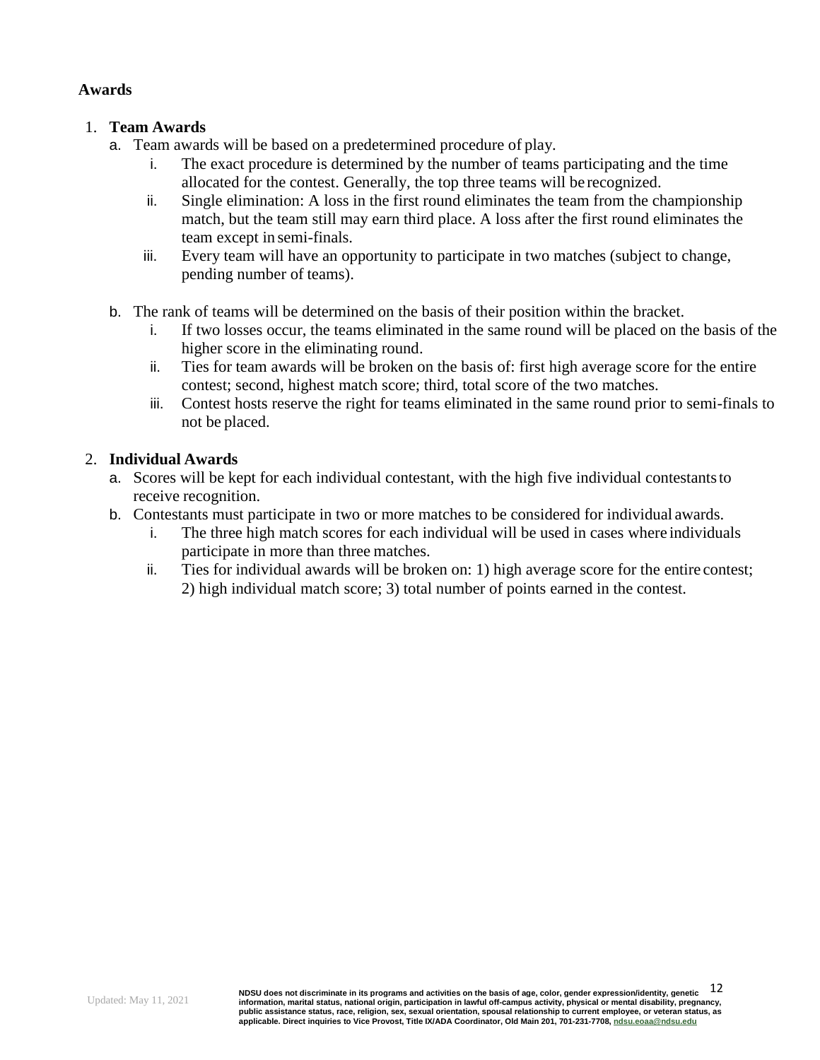## Awards

1. **Team Awards**
   a. Team awards will be based on a predetermined procedure of play.
      i. The exact procedure is determined by the number of teams participating and the time allocated for the contest. Generally, the top three teams will be recognized.
      ii. Single elimination: A loss in the first round eliminates the team from the championship match, but the team still may earn third place. A loss after the first round eliminates the team except in semi-finals.
      iii. Every team will have an opportunity to participate in two matches (subject to change, pending number of teams).

   b. The rank of teams will be determined on the basis of their position within the bracket.
      i. If two losses occur, the teams eliminated in the same round will be placed on the basis of the higher score in the eliminating round.
      ii. Ties for team awards will be broken on the basis of: first high average score for the entire contest; second, highest match score; third, total score of the two matches.
      iii. Contest hosts reserve the right for teams eliminated in the same round prior to semi-finals to not be placed.

2. **Individual Awards**
   a. Scores will be kept for each individual contestant, with the high five individual contestants to receive recognition.
   b. Contestants must participate in two or more matches to be considered for individual awards.
      i. The three high match scores for each individual will be used in cases where individuals participate in more than three matches.
      ii. Ties for individual awards will be broken on: 1) high average score for the entire contest; 2) high individual match score; 3) total number of points earned in the contest.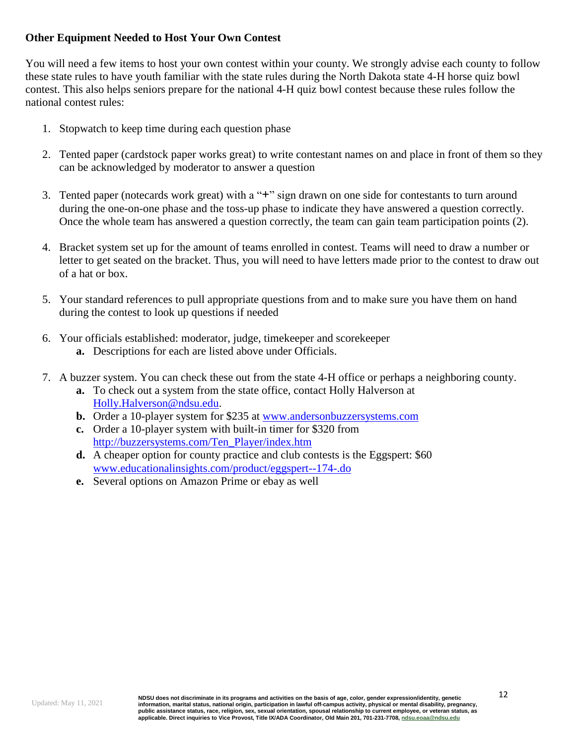**Other Equipment Needed to Host Your Own Contest**

You will need a few items to host your own contest within your county. We strongly advise each county to follow these state rules to have youth familiar with the state rules during the North Dakota state 4-H horse quiz bowl contest. This also helps seniors prepare for the national 4-H quiz bowl contest because these rules follow the national contest rules:

1. Stopwatch to keep time during each question phase
2. Tented paper (cardstock paper works great) to write contestant names on and place in front of them so they can be acknowledged by moderator to answer a question
3. Tented paper (notecards work great) with a "+" sign drawn on one side for contestants to turn around during the one-on-one phase and the toss-up phase to indicate they have answered a question correctly. Once the whole team has answered a question correctly, the team can gain team participation points (2).
4. Bracket system set up for the amount of teams enrolled in contest. Teams will need to draw a number or letter to get seated on the bracket. Thus, you will need to have letters made prior to the contest to draw out of a hat or box.
5. Your standard references to pull appropriate questions from and to make sure you have them on hand during the contest to look up questions if needed
6. Your officials established: moderator, judge, timekeeper and scorekeeper
   a. Descriptions for each are listed above under Officials.
7. A buzzer system. You can check these out from the state 4-H office or perhaps a neighboring county.
   a. To check out a system from the state office, contact Holly Halverson at Holly.Halverson@ndsu.edu.
   b. Order a 10-player system for $235 at www.andersonbuzzersystems.com
   c. Order a 10-player system with built-in timer for $320 from http://buzzersystems.com/Ten_Player/index.htm
   d. A cheaper option for county practice and club contests is the Eggspert: $60 www.educationalinsights.com/product/eggspert--174-.do
   e. Several options on Amazon Prime or ebay as well

Updated: May 11, 2021

NDSU does not discriminate in its programs and activities on the basis of age, color, gender expression/identity, genetic information, marital status, national origin, participation in lawful off-campus activity, physical or mental disability, pregnancy, public assistance status, race, religion, sex, sexual orientation, spousal relationship to current employee, or veteran status, as applicable. Direct inquiries to Vice Provost, Title IX/ADA Coordinator, Old Main 201, 701-231-7708, ndsu.eoaa@ndsu.edu